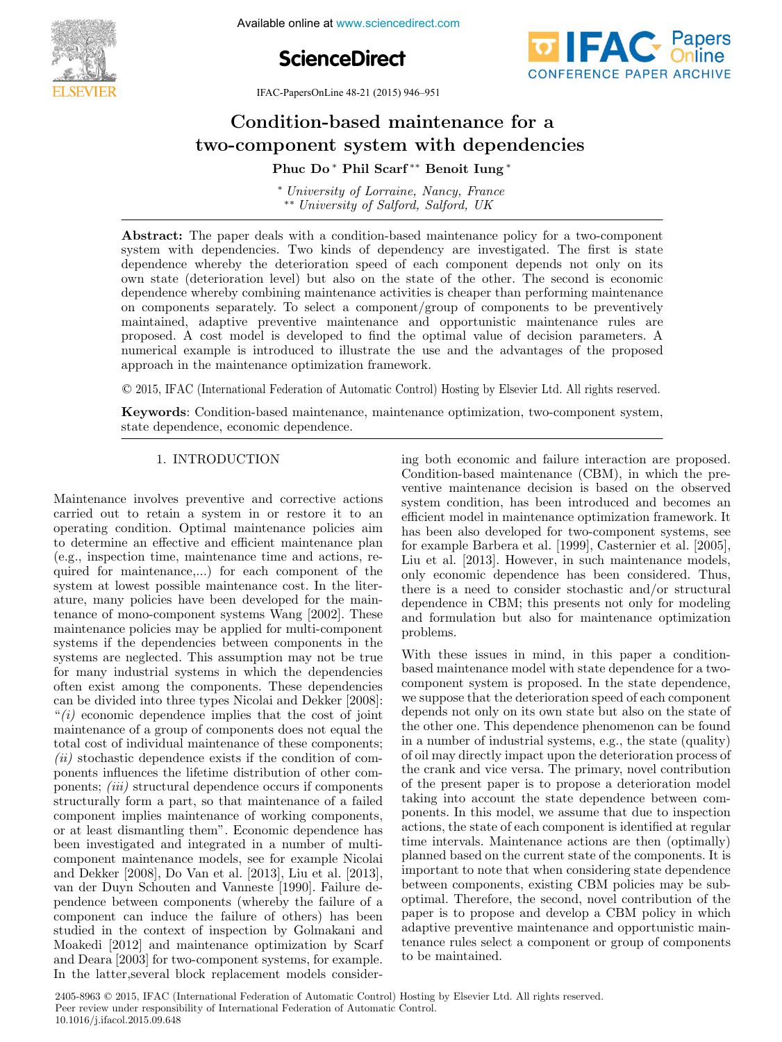# Condition-based maintenance for a two-component system with dependencies

**Phuc Do** * **Phil Scarf** ** **Benoit Iung** *

\* *University of Lorraine, Nancy, France*
\*\* *University of Salford, Salford, UK*

**Abstract:** The paper deals with a condition-based maintenance policy for a two-component system with dependencies. Two kinds of dependency are investigated. The first is state dependence whereby the deterioration speed of each component depends not only on its own state (deterioration level) but also on the state of the other. The second is economic dependence whereby combining maintenance activities is cheaper than performing maintenance on components separately. To select a component/group of components to be preventively maintained, adaptive preventive maintenance and opportunistic maintenance rules are proposed. A cost model is developed to find the optimal value of decision parameters. A numerical example is introduced to illustrate the use and the advantages of the proposed approach in the maintenance optimization framework.

© 2015, IFAC (International Federation of Automatic Control) Hosting by Elsevier Ltd. All rights reserved.

**Keywords**: Condition-based maintenance, maintenance optimization, two-component system, state dependence, economic dependence.

## 1. INTRODUCTION

Maintenance involves preventive and corrective actions carried out to retain a system in or restore it to an operating condition. Optimal maintenance policies aim to determine an effective and efficient maintenance plan (e.g., inspection time, maintenance time and actions, required for maintenance,...) for each component of the system at lowest possible maintenance cost. In the literature, many policies have been developed for the maintenance of mono-component systems Wang [2002]. These maintenance policies may be applied for multi-component systems if the dependencies between components in the systems are neglected. This assumption may not be true for many industrial systems in which the dependencies often exist among the components. These dependencies can be divided into three types Nicolai and Dekker [2008]: "*(i)* economic dependence implies that the cost of joint maintenance of a group of components does not equal the total cost of individual maintenance of these components; *(ii)* stochastic dependence exists if the condition of components influences the lifetime distribution of other components; *(iii)* structural dependence occurs if components structurally form a part, so that maintenance of a failed component implies maintenance of working components, or at least dismantling them". Economic dependence has been investigated and integrated in a number of multi-component maintenance models, see for example Nicolai and Dekker [2008], Do Van et al. [2013], Liu et al. [2013], van der Duyn Schouten and Vanneste [1990]. Failure dependence between components (whereby the failure of a component can induce the failure of others) has been studied in the context of inspection by Golmakani and Moakedi [2012] and maintenance optimization by Scarf and Deara [2003] for two-component systems, for example. In the latter,several block replacement models considering both economic and failure interaction are proposed. Condition-based maintenance (CBM), in which the preventive maintenance decision is based on the observed system condition, has been introduced and becomes an efficient model in maintenance optimization framework. It has been also developed for two-component systems, see for example Barbera et al. [1999], Casternier et al. [2005], Liu et al. [2013]. However, in such maintenance models, only economic dependence has been considered. Thus, there is a need to consider stochastic and/or structural dependence in CBM; this presents not only for modeling and formulation but also for maintenance optimization problems.

With these issues in mind, in this paper a condition-based maintenance model with state dependence for a two-component system is proposed. In the state dependence, we suppose that the deterioration speed of each component depends not only on its own state but also on the state of the other one. This dependence phenomenon can be found in a number of industrial systems, e.g., the state (quality) of oil may directly impact upon the deterioration process of the crank and vice versa. The primary, novel contribution of the present paper is to propose a deterioration model taking into account the state dependence between components. In this model, we assume that due to inspection actions, the state of each component is identified at regular time intervals. Maintenance actions are then (optimally) planned based on the current state of the components. It is important to note that when considering state dependence between components, existing CBM policies may be suboptimal. Therefore, the second, novel contribution of the paper is to propose and develop a CBM policy in which adaptive preventive maintenance and opportunistic maintenance rules select a component or group of components to be maintained.

2405-8963 © 2015, IFAC (International Federation of Automatic Control) Hosting by Elsevier Ltd. All rights reserved.
Peer review under responsibility of International Federation of Automatic Control.
10.1016/j.ifacol.2015.09.648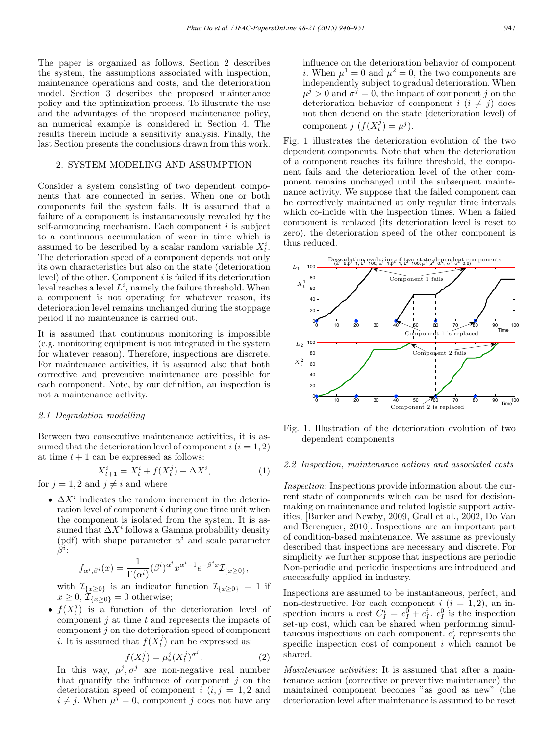The paper is organized as follows. Section 2 describes the system, the assumptions associated with inspection, maintenance operations and costs, and the deterioration model. Section 3 describes the proposed maintenance policy and the optimization process. To illustrate the use and the advantages of the proposed maintenance policy, an numerical example is considered in Section 4. The results therein include a sensitivity analysis. Finally, the last Section presents the conclusions drawn from this work.

## 2. SYSTEM MODELING AND ASSUMPTION

Consider a system consisting of two dependent components that are connected in series. When one or both components fail the system fails. It is assumed that a failure of a component is instantaneously revealed by the self-announcing mechanism. Each component $i$ is subject to a continuous accumulation of wear in time which is assumed to be described by a scalar random variable $X_t^i$. The deterioration speed of a component depends not only its own characteristics but also on the state (deterioration level) of the other. Component $i$ is failed if its deterioration level reaches a level $L^i$, namely the failure threshold. When a component is not operating for whatever reason, its deterioration level remains unchanged during the stoppage period if no maintenance is carried out.

It is assumed that continuous monitoring is impossible (e.g. monitoring equipment is not integrated in the system for whatever reason). Therefore, inspections are discrete. For maintenance activities, it is assumed also that both corrective and preventive maintenance are possible for each component. Note, by our definition, an inspection is not a maintenance activity.

### *2.1 Degradation modelling*

Between two consecutive maintenance activities, it is assumed that the deterioration level of component $i$ ($i = 1, 2$) at time $t+1$ can be expressed as follows:

$$X_{t+1}^i = X_t^i + f(X_t^j) + \Delta X^i, \qquad (1)$$

for $j = 1, 2$ and $j \neq i$ and where

- $\Delta X^i$ indicates the random increment in the deterioration level of component $i$ during one time unit when the component is isolated from the system. It is assumed that $\Delta X^i$ follows a Gamma probability density (pdf) with shape parameter $\alpha^i$ and scale parameter $\beta^i$:

$$f_{\alpha^i,\beta^i}(x) = \frac{1}{\Gamma(\alpha^i)}(\beta^i)^{\alpha^i} x^{\alpha^i - 1} e^{-\beta^i x} \mathcal{I}_{\{x \geq 0\}},$$

with $\mathcal{I}_{\{x \geq 0\}}$ is an indicator function $\mathcal{I}_{\{x \geq 0\}} = 1$ if $x \geq 0$, $\mathcal{I}_{\{x \geq 0\}} = 0$ otherwise;

- $f(X_t^j)$ is a function of the deterioration level of component $j$ at time $t$ and represents the impacts of component $j$ on the deterioration speed of component $i$. It is assumed that $f(X_t^j)$ can be expressed as:

$$f(X_t^j) = \mu_*^j (X_t^j)^{\sigma^j}. \qquad (2)$$

In this way, $\mu^j, \sigma^j$ are non-negative real number that quantify the influence of component $j$ on the deterioration speed of component $i$ ($i, j = 1, 2$ and $i \neq j$. When $\mu^j = 0$, component $j$ does not have any influence on the deterioration behavior of component $i$. When $\mu^1 = 0$ and $\mu^2 = 0$, the two components are independently subject to gradual deterioration. When $\mu^j > 0$ and $\sigma^j = 0$, the impact of component $j$ on the deterioration behavior of component $i$ ($i \neq j$) does not then depend on the state (deterioration level) of component $j$ ($f(X_t^j) = \mu^j$).

Fig. 1 illustrates the deterioration evolution of the two dependent components. Note that when the deterioration of a component reaches its failure threshold, the component fails and the deterioration level of the other component remains unchanged until the subsequent maintenance activity. We suppose that the failed component can be correctively maintained at only regular time intervals which co-incide with the inspection times. When a failed component is replaced (its deterioration level is reset to zero), the deterioration speed of the other component is thus reduced.

Degradation evolution of two state dependent components
($\alpha^1=2, \beta^1=1, L^1=100; \alpha^1=1, \beta^2=1, L^2=100; \mu^1=\mu^2=0.1, \sigma^1=\sigma^2=0.8$)
$L_1$
$X_t^1$
Component 1 fails
Component 1 is replaced
Time
$L_2$
$X_t^2$
Component 2 fails
Component 2 is replaced
Time

Fig. 1. Illustration of the deterioration evolution of two dependent components

### *2.2 Inspection, maintenance actions and associated costs*

*Inspection*: Inspections provide information about the current state of components which can be used for decision-making on maintenance and related logistic support activities, [Barker and Newby, 2009, Grall et al., 2002, Do Van and Berenguer, 2010]. Inspections are an important part of condition-based maintenance. We assume as previously described that inspections are necessary and discrete. For simplicity we further suppose that inspections are periodic Non-periodic and periodic inspections are introduced and successfully applied in industry.

Inspections are assumed to be instantaneous, perfect, and non-destructive. For each component $i$ ($i = 1, 2$), an inspection incurs a cost $C_I^i = c_I^0 + c_I^i$. $c_I^0$ is the inspection set-up cost, which can be shared when performing simultaneous inspections on each component. $c_I^i$ represents the specific inspection cost of component $i$ which cannot be shared.

*Maintenance activities*: It is assumed that after a maintenance action (corrective or preventive maintenance) the maintained component becomes "as good as new" (the deterioration level after maintenance is assumed to be reset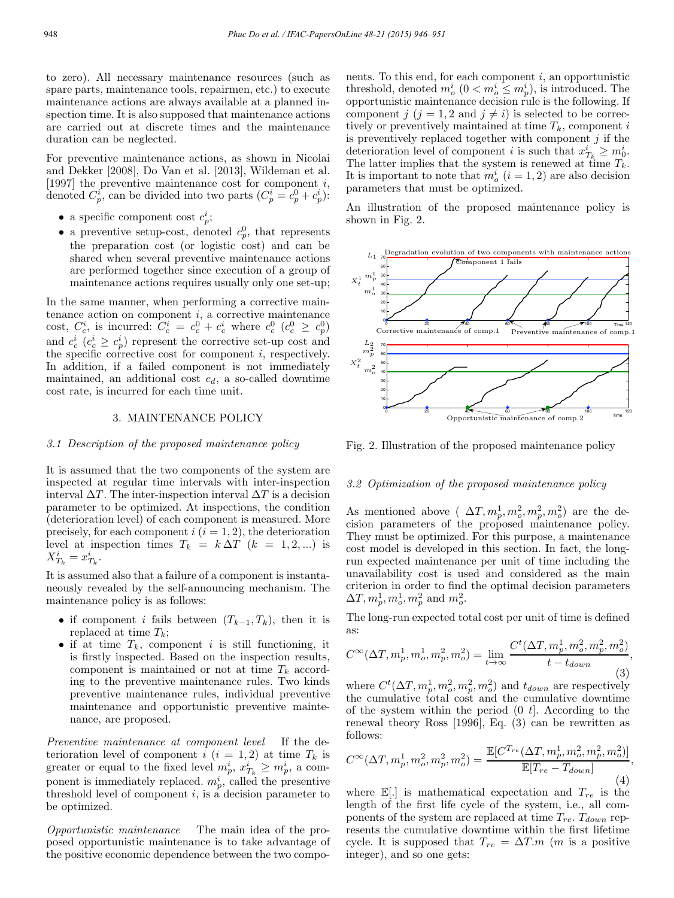to zero). All necessary maintenance resources (such as spare parts, maintenance tools, repairmen, etc.) to execute maintenance actions are always available at a planned inspection time. It is also supposed that maintenance actions are carried out at discrete times and the maintenance duration can be neglected.

For preventive maintenance actions, as shown in Nicolai and Dekker [2008], Do Van et al. [2013], Wildeman et al. [1997] the preventive maintenance cost for component $i$, denoted $C_p^i$, can be divided into two parts ($C_p^i = c_p^0 + c_p^i$):

- a specific component cost $c_p^i$;
- a preventive setup-cost, denoted $c_p^0$, that represents the preparation cost (or logistic cost) and can be shared when several preventive maintenance actions are performed together since execution of a group of maintenance actions requires usually only one set-up;

In the same manner, when performing a corrective maintenance action on component $i$, a corrective maintenance cost, $C_c^i$, is incurred: $C_c^i = c_c^0 + c_c^i$ where $c_c^0$ ($c_c^0 \geq c_p^0$) and $c_c^i$ ($c_c^i \geq c_p^i$) represent the corrective set-up cost and the specific corrective cost for component $i$, respectively. In addition, if a failed component is not immediately maintained, an additional cost $c_d$, a so-called downtime cost rate, is incurred for each time unit.

## 3. MAINTENANCE POLICY

### 3.1 Description of the proposed maintenance policy

It is assumed that the two components of the system are inspected at regular time intervals with inter-inspection interval $\Delta T$. The inter-inspection interval $\Delta T$ is a decision parameter to be optimized. At inspections, the condition (deterioration level) of each component is measured. More precisely, for each component $i$ ($i = 1, 2$), the deterioration level at inspection times $T_k = k\,\Delta T$ ($k = 1, 2, ...$) is $X_{T_k}^i = x_{T_k}^i$.

It is assumed also that a failure of a component is instantaneously revealed by the self-announcing mechanism. The maintenance policy is as follows:

- if component $i$ fails between $(T_{k-1}, T_k)$, then it is replaced at time $T_k$;
- if at time $T_k$, component $i$ is still functioning, it is firstly inspected. Based on the inspection results, component is maintained or not at time $T_k$ according to the preventive maintenance rules. Two kinds preventive maintenance rules, individual preventive maintenance and opportunistic preventive maintenance, are proposed.

*Preventive maintenance at component level* If the deterioration level of component $i$ ($i = 1, 2$) at time $T_k$ is greater or equal to the fixed level $m_p^i$, $x_{T_k}^i \geq m_p^i$, a component is immediately replaced. $m_p^i$, called the presentive threshold level of component $i$, is a decision parameter to be optimized.

*Opportunistic maintenance* The main idea of the proposed opportunistic maintenance is to take advantage of the positive economic dependence between the two components. To this end, for each component $i$, an opportunistic threshold, denoted $m_o^i$ ($0 < m_o^i \leq m_p^i$), is introduced. The opportunistic maintenance decision rule is the following. If component $j$ ($j = 1, 2$ and $j \neq i$) is selected to be correctively or preventively maintained at time $T_k$, component $i$ is preventively replaced together with component $j$ if the deterioration level of component $i$ is such that $x_{T_k}^i \geq m_0^i$. The latter implies that the system is renewed at time $T_k$. It is important to note that $m_o^i$ ($i = 1, 2$) are also decision parameters that must be optimized.

An illustration of the proposed maintenance policy is shown in Fig. 2.

Degradation evolution of two components with maintenance actions
Component 1 fails
Corrective maintenance of comp.1
Preventive maintenance of comp.1
Opportunistic maintenance of comp.2

Fig. 2. Illustration of the proposed maintenance policy

### 3.2 Optimization of the proposed maintenance policy

As mentioned above ( $\Delta T, m_p^1, m_o^2, m_p^2, m_o^2$) are the decision parameters of the proposed maintenance policy. They must be optimized. For this purpose, a maintenance cost model is developed in this section. In fact, the long-run expected maintenance per unit of time including the unavailability cost is used and considered as the main criterion in order to find the optimal decision parameters $\Delta T, m_p^1, m_o^1, m_p^2$ and $m_o^2$.

The long-run expected total cost per unit of time is defined as:

$$C^{\infty}(\Delta T, m_p^1, m_o^1, m_p^2, m_o^2) = \lim_{t \to \infty} \frac{C^t(\Delta T, m_p^1, m_o^2, m_p^2, m_o^2)}{t - t_{down}}, \tag{3}$$

where $C^t(\Delta T, m_p^1, m_o^2, m_p^2, m_o^2)$ and $t_{down}$ are respectively the cumulative total cost and the cumulative downtime of the system within the period $(0\ t]$. According to the renewal theory Ross [1996], Eq. (3) can be rewritten as follows:

$$C^{\infty}(\Delta T, m_p^1, m_o^2, m_p^2, m_o^2) = \frac{\mathbb{E}[C^{T_{re}}(\Delta T, m_p^1, m_o^2, m_p^2, m_o^2)]}{\mathbb{E}[T_{re} - T_{down}]}, \tag{4}$$

where $\mathbb{E}[.]$ is mathematical expectation and $T_{re}$ is the length of the first life cycle of the system, i.e., all components of the system are replaced at time $T_{re}$. $T_{down}$ represents the cumulative downtime within the first lifetime cycle. It is supposed that $T_{re} = \Delta T.m$ ($m$ is a positive integer), and so one gets: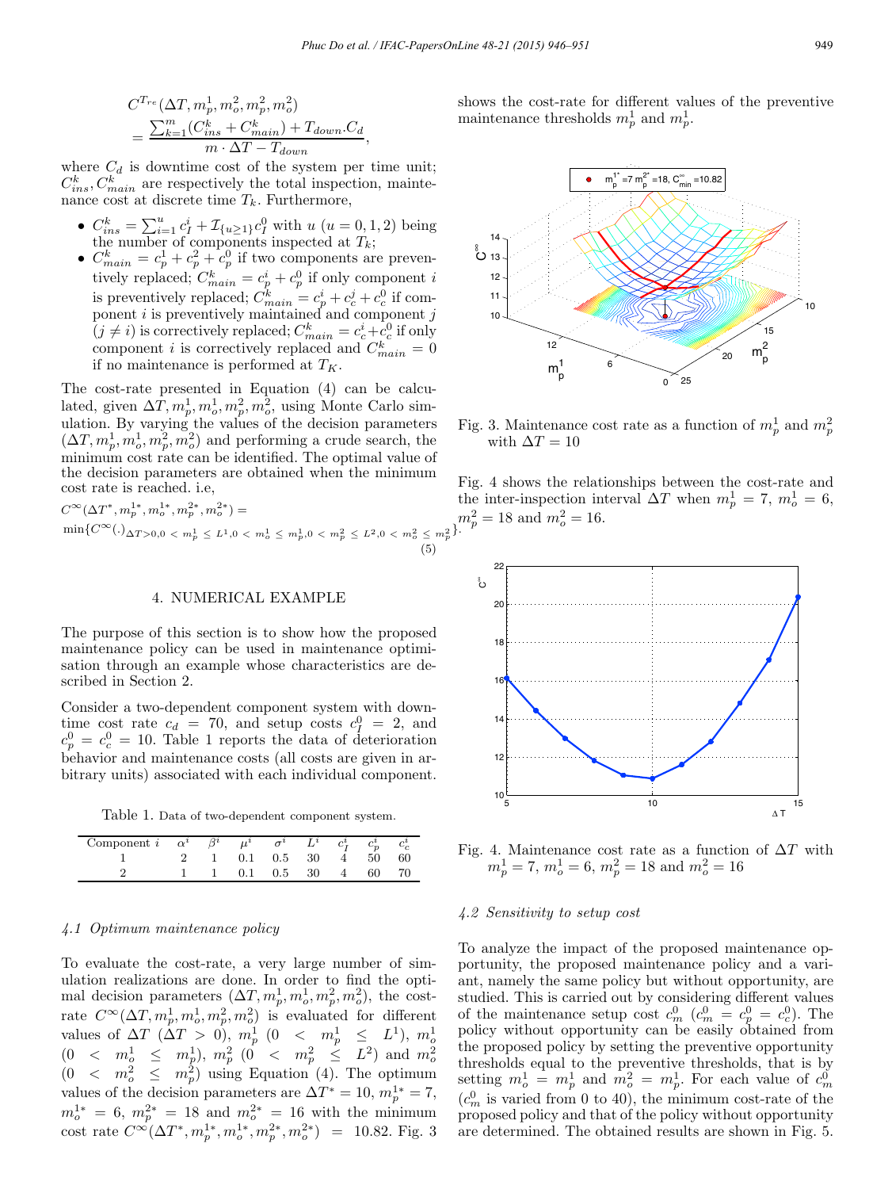$$C^{T_{re}}(\Delta T, m_p^1, m_o^2, m_p^2, m_o^2) = \frac{\sum_{k=1}^{m}(C_{ins}^k + C_{main}^k) + T_{down}.C_d}{m \cdot \Delta T - T_{down}},$$

where $C_d$ is downtime cost of the system per time unit; $C_{ins}^k, C_{main}^k$ are respectively the total inspection, maintenance cost at discrete time $T_k$. Furthermore,

- $C_{ins}^k = \sum_{i=1}^{u} c_I^i + \mathcal{I}_{\{u \geq 1\}} c_I^0$ with $u$ ($u = 0, 1, 2$) being the number of components inspected at $T_k$;
- $C_{main}^k = c_p^1 + c_p^2 + c_p^0$ if two components are preventively replaced; $C_{main}^k = c_p^i + c_p^0$ if only component $i$ is preventively replaced; $C_{main}^k = c_p^i + c_c^j + c_c^0$ if component $i$ is preventively maintained and component $j$ ($j \neq i$) is correctively replaced; $C_{main}^k = c_c^i + c_c^0$ if only component $i$ is correctively replaced and $C_{main}^k = 0$ if no maintenance is performed at $T_K$.

The cost-rate presented in Equation (4) can be calculated, given $\Delta T, m_p^1, m_o^1, m_p^2, m_o^2$, using Monte Carlo simulation. By varying the values of the decision parameters $(\Delta T, m_p^1, m_o^1, m_p^2, m_o^2)$ and performing a crude search, the minimum cost rate can be identified. The optimal value of the decision parameters are obtained when the minimum cost rate is reached. i.e,

$$C^{\infty}(\Delta T^*, m_p^{1*}, m_o^{1*}, m_p^{2*}, m_o^{2*}) = \min\{C^{\infty}(.)_{\Delta T>0, 0 < m_p^1 \leq L^1, 0 < m_o^1 \leq m_p^1, 0 < m_p^2 \leq L^2, 0 < m_o^2 \leq m_p^2}\}. \quad (5)$$

## 4. NUMERICAL EXAMPLE

The purpose of this section is to show how the proposed maintenance policy can be used in maintenance optimisation through an example whose characteristics are described in Section 2.

Consider a two-dependent component system with downtime cost rate $c_d = 70$, and setup costs $c_I^0 = 2$, and $c_p^0 = c_c^0 = 10$. Table 1 reports the data of deterioration behavior and maintenance costs (all costs are given in arbitrary units) associated with each individual component.

Table 1. Data of two-dependent component system.

| Component $i$ | $\alpha^i$ | $\beta^i$ | $\mu^i$ | $\sigma^i$ | $L^i$ | $c_I^i$ | $c_p^i$ | $c_c^i$ |
|---|---|---|---|---|---|---|---|---|
| 1 | 2 | 1 | 0.1 | 0.5 | 30 | 4 | 50 | 60 |
| 2 | 1 | 1 | 0.1 | 0.5 | 30 | 4 | 60 | 70 |

### 4.1 Optimum maintenance policy

To evaluate the cost-rate, a very large number of simulation realizations are done. In order to find the optimal decision parameters $(\Delta T, m_p^1, m_o^1, m_p^2, m_o^2)$, the cost-rate $C^{\infty}(\Delta T, m_p^1, m_o^1, m_p^2, m_o^2)$ is evaluated for different values of $\Delta T$ ($\Delta T > 0$), $m_p^1$ ($0 < m_p^1 \leq L^1$), $m_o^1$ ($0 < m_o^1 \leq m_p^1$), $m_p^2$ ($0 < m_p^2 \leq L^2$) and $m_o^2$ ($0 < m_o^2 \leq m_p^2$) using Equation (4). The optimum values of the decision parameters are $\Delta T^* = 10$, $m_p^{1*} = 7$, $m_o^{1*} = 6$, $m_p^{2*} = 18$ and $m_o^{2*} = 16$ with the minimum cost rate $C^{\infty}(\Delta T^*, m_p^{1*}, m_o^{1*}, m_p^{2*}, m_o^{2*}) = 10.82$. Fig. 3 shows the cost-rate for different values of the preventive maintenance thresholds $m_p^1$ and $m_p^1$.

$m_p^{1*}=7$ $m_p^{2*}=18$, $C_{min}^{\infty}=10.82$

Fig. 3. Maintenance cost rate as a function of $m_p^1$ and $m_p^2$ with $\Delta T = 10$

Fig. 4 shows the relationships between the cost-rate and the inter-inspection interval $\Delta T$ when $m_p^1 = 7$, $m_o^1 = 6$, $m_p^2 = 18$ and $m_o^2 = 16$.

Fig. 4. Maintenance cost rate as a function of $\Delta T$ with $m_p^1 = 7$, $m_o^1 = 6$, $m_p^2 = 18$ and $m_o^2 = 16$

### 4.2 Sensitivity to setup cost

To analyze the impact of the proposed maintenance opportunity, the proposed maintenance policy and a variant, namely the same policy but without opportunity, are studied. This is carried out by considering different values of the maintenance setup cost $c_m^0$ ($c_m^0 = c_p^0 = c_c^0$). The policy without opportunity can be easily obtained from the proposed policy by setting the preventive opportunity thresholds equal to the preventive thresholds, that is by setting $m_o^1 = m_p^1$ and $m_o^2 = m_p^1$. For each value of $c_m^0$ ($c_m^0$ is varied from 0 to 40), the minimum cost-rate of the proposed policy and that of the policy without opportunity are determined. The obtained results are shown in Fig. 5.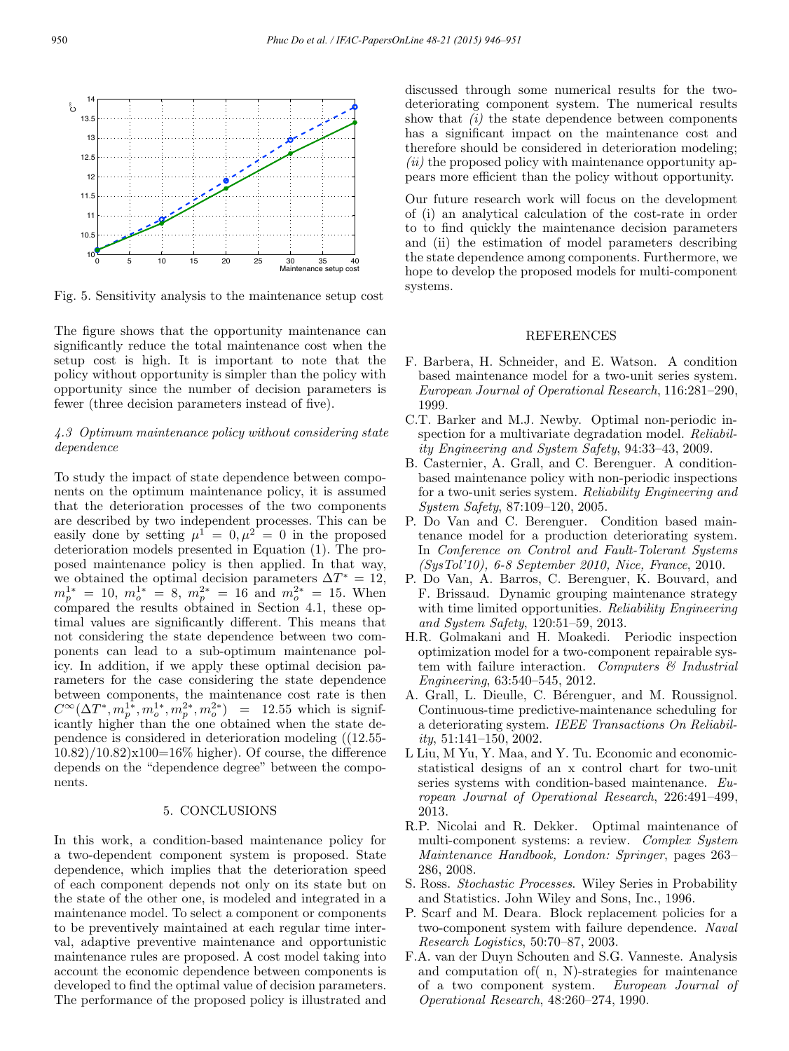$C^\infty$

14
13.5
13
12.5
12
11.5
11
10.5
10
0 5 10 15 20 25 30 35 40
Maintenance setup cost

Fig. 5. Sensitivity analysis to the maintenance setup cost

The figure shows that the opportunity maintenance can significantly reduce the total maintenance cost when the setup cost is high. It is important to note that the policy without opportunity is simpler than the policy with opportunity since the number of decision parameters is fewer (three decision parameters instead of five).

### *4.3 Optimum maintenance policy without considering state dependence*

To study the impact of state dependence between components on the optimum maintenance policy, it is assumed that the deterioration processes of the two components are described by two independent processes. This can be easily done by setting $\mu^1 = 0, \mu^2 = 0$ in the proposed deterioration models presented in Equation (1). The proposed maintenance policy is then applied. In that way, we obtained the optimal decision parameters $\Delta T^* = 12$, $m_p^{1*} = 10$, $m_o^{1*} = 8$, $m_p^{2*} = 16$ and $m_o^{2*} = 15$. When compared the results obtained in Section 4.1, these optimal values are significantly different. This means that not considering the state dependence between two components can lead to a sub-optimum maintenance policy. In addition, if we apply these optimal decision parameters for the case considering the state dependence between components, the maintenance cost rate is then $C^\infty(\Delta T^*, m_p^{1*}, m_o^{1*}, m_p^{2*}, m_o^{2*}) = 12.55$ which is significantly higher than the one obtained when the state dependence is considered in deterioration modeling ((12.55-10.82)/10.82)x100=16% higher). Of course, the difference depends on the "dependence degree" between the components.

## 5. CONCLUSIONS

In this work, a condition-based maintenance policy for a two-dependent component system is proposed. State dependence, which implies that the deterioration speed of each component depends not only on its state but on the state of the other one, is modeled and integrated in a maintenance model. To select a component or components to be preventively maintained at each regular time interval, adaptive preventive maintenance and opportunistic maintenance rules are proposed. A cost model taking into account the economic dependence between components is developed to find the optimal value of decision parameters. The performance of the proposed policy is illustrated and discussed through some numerical results for the two-deteriorating component system. The numerical results show that *(i)* the state dependence between components has a significant impact on the maintenance cost and therefore should be considered in deterioration modeling; *(ii)* the proposed policy with maintenance opportunity appears more efficient than the policy without opportunity.

Our future research work will focus on the development of (i) an analytical calculation of the cost-rate in order to to find quickly the maintenance decision parameters and (ii) the estimation of model parameters describing the state dependence among components. Furthermore, we hope to develop the proposed models for multi-component systems.

## REFERENCES

F. Barbera, H. Schneider, and E. Watson. A condition based maintenance model for a two-unit series system. *European Journal of Operational Research*, 116:281–290, 1999.

C.T. Barker and M.J. Newby. Optimal non-periodic inspection for a multivariate degradation model. *Reliability Engineering and System Safety*, 94:33–43, 2009.

B. Casternier, A. Grall, and C. Berenguer. A condition-based maintenance policy with non-periodic inspections for a two-unit series system. *Reliability Engineering and System Safety*, 87:109–120, 2005.

P. Do Van and C. Berenguer. Condition based maintenance model for a production deteriorating system. In *Conference on Control and Fault-Tolerant Systems (SysTol'10), 6-8 September 2010, Nice, France*, 2010.

P. Do Van, A. Barros, C. Berenguer, K. Bouvard, and F. Brissaud. Dynamic grouping maintenance strategy with time limited opportunities. *Reliability Engineering and System Safety*, 120:51–59, 2013.

H.R. Golmakani and H. Moakedi. Periodic inspection optimization model for a two-component repairable system with failure interaction. *Computers & Industrial Engineering*, 63:540–545, 2012.

A. Grall, L. Dieulle, C. Bérenguer, and M. Roussignol. Continuous-time predictive-maintenance scheduling for a deteriorating system. *IEEE Transactions On Reliability*, 51:141–150, 2002.

L Liu, M Yu, Y. Maa, and Y. Tu. Economic and economic-statistical designs of an x control chart for two-unit series systems with condition-based maintenance. *European Journal of Operational Research*, 226:491–499, 2013.

R.P. Nicolai and R. Dekker. Optimal maintenance of multi-component systems: a review. *Complex System Maintenance Handbook, London: Springer*, pages 263–286, 2008.

S. Ross. *Stochastic Processes*. Wiley Series in Probability and Statistics. John Wiley and Sons, Inc., 1996.

P. Scarf and M. Deara. Block replacement policies for a two-component system with failure dependence. *Naval Research Logistics*, 50:70–87, 2003.

F.A. van der Duyn Schouten and S.G. Vanneste. Analysis and computation of( n, N)-strategies for maintenance of a two component system. *European Journal of Operational Research*, 48:260–274, 1990.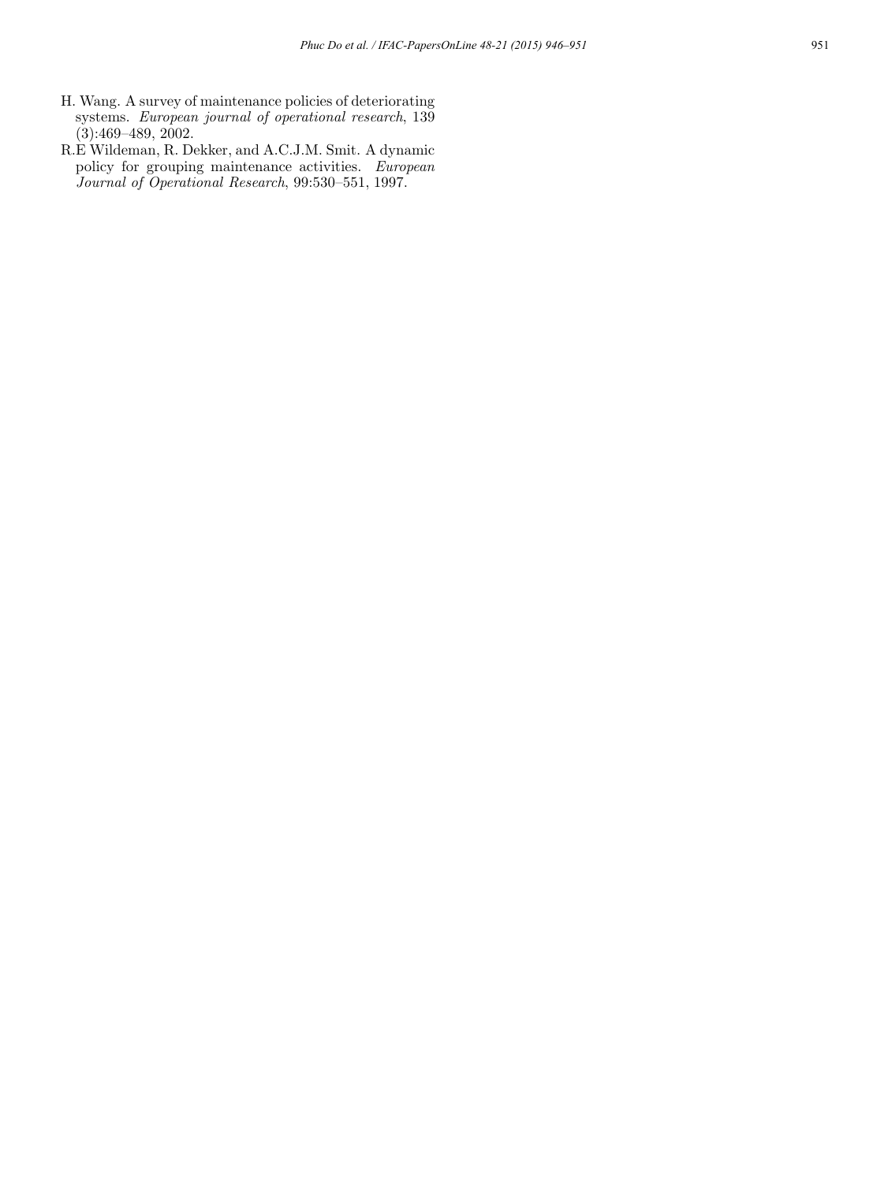H. Wang. A survey of maintenance policies of deteriorating systems. *European journal of operational research*, 139 (3):469–489, 2002.

R.E Wildeman, R. Dekker, and A.C.J.M. Smit. A dynamic policy for grouping maintenance activities. *European Journal of Operational Research*, 99:530–551, 1997.